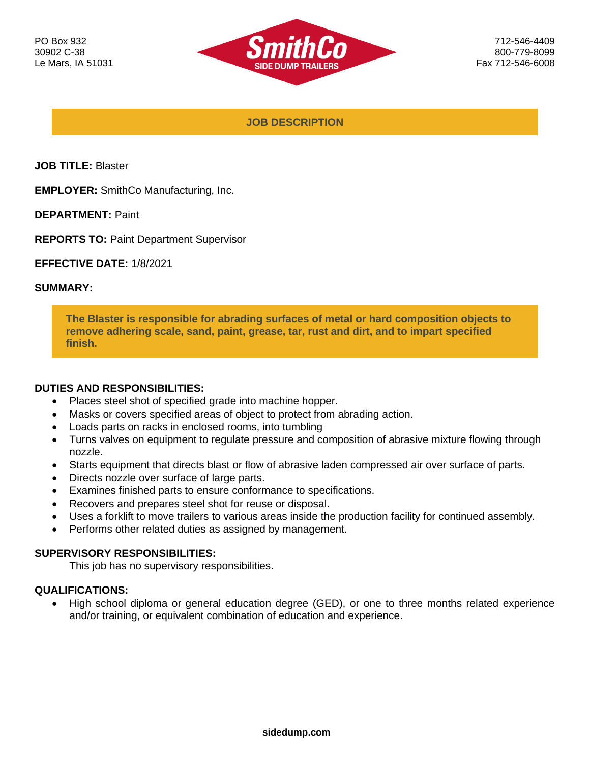PO Box 932
30902 C-38
Le Mars, IA 51031

**SmithCo**
**SIDE DUMP TRAILERS**

712-546-4409
800-779-8099
Fax 712-546-6008

## JOB DESCRIPTION

**JOB TITLE:** Blaster

**EMPLOYER:** SmithCo Manufacturing, Inc.

**DEPARTMENT:** Paint

**REPORTS TO:** Paint Department Supervisor

**EFFECTIVE DATE:** 1/8/2021

**SUMMARY:**

**The Blaster is responsible for abrading surfaces of metal or hard composition objects to remove adhering scale, sand, paint, grease, tar, rust and dirt, and to impart specified finish.**

**DUTIES AND RESPONSIBILITIES:**

- Places steel shot of specified grade into machine hopper.
- Masks or covers specified areas of object to protect from abrading action.
- Loads parts on racks in enclosed rooms, into tumbling
- Turns valves on equipment to regulate pressure and composition of abrasive mixture flowing through nozzle.
- Starts equipment that directs blast or flow of abrasive laden compressed air over surface of parts.
- Directs nozzle over surface of large parts.
- Examines finished parts to ensure conformance to specifications.
- Recovers and prepares steel shot for reuse or disposal.
- Uses a forklift to move trailers to various areas inside the production facility for continued assembly.
- Performs other related duties as assigned by management.

**SUPERVISORY RESPONSIBILITIES:**

This job has no supervisory responsibilities.

**QUALIFICATIONS:**

- High school diploma or general education degree (GED), or one to three months related experience and/or training, or equivalent combination of education and experience.

**sidedump.com**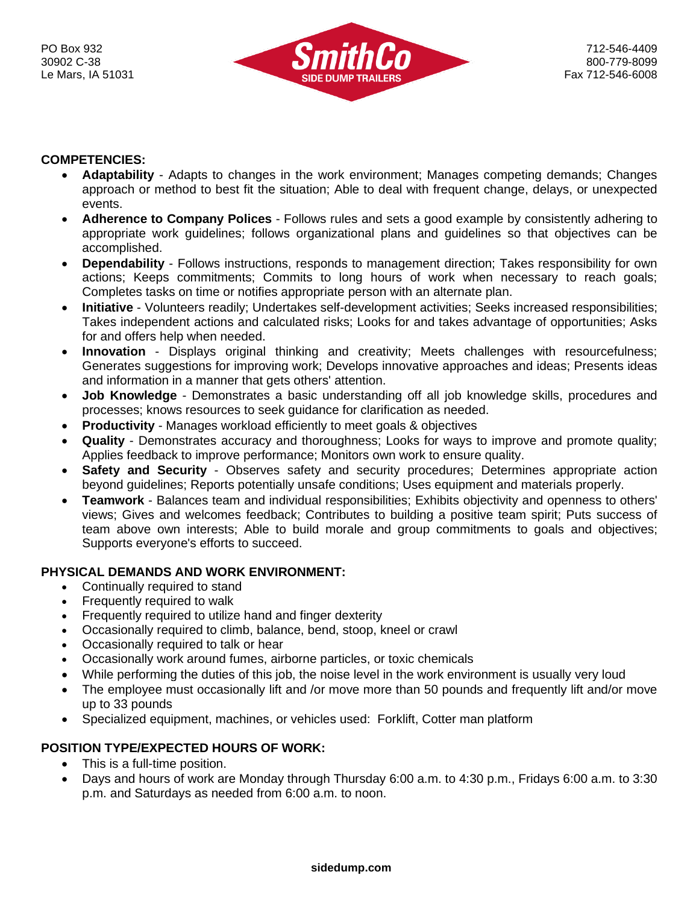## COMPETENCIES:

- **Adaptability** - Adapts to changes in the work environment; Manages competing demands; Changes approach or method to best fit the situation; Able to deal with frequent change, delays, or unexpected events.
- **Adherence to Company Polices** - Follows rules and sets a good example by consistently adhering to appropriate work guidelines; follows organizational plans and guidelines so that objectives can be accomplished.
- **Dependability** - Follows instructions, responds to management direction; Takes responsibility for own actions; Keeps commitments; Commits to long hours of work when necessary to reach goals; Completes tasks on time or notifies appropriate person with an alternate plan.
- **Initiative** - Volunteers readily; Undertakes self-development activities; Seeks increased responsibilities; Takes independent actions and calculated risks; Looks for and takes advantage of opportunities; Asks for and offers help when needed.
- **Innovation** - Displays original thinking and creativity; Meets challenges with resourcefulness; Generates suggestions for improving work; Develops innovative approaches and ideas; Presents ideas and information in a manner that gets others' attention.
- **Job Knowledge** - Demonstrates a basic understanding off all job knowledge skills, procedures and processes; knows resources to seek guidance for clarification as needed.
- **Productivity** - Manages workload efficiently to meet goals & objectives
- **Quality** - Demonstrates accuracy and thoroughness; Looks for ways to improve and promote quality; Applies feedback to improve performance; Monitors own work to ensure quality.
- **Safety and Security** - Observes safety and security procedures; Determines appropriate action beyond guidelines; Reports potentially unsafe conditions; Uses equipment and materials properly.
- **Teamwork** - Balances team and individual responsibilities; Exhibits objectivity and openness to others' views; Gives and welcomes feedback; Contributes to building a positive team spirit; Puts success of team above own interests; Able to build morale and group commitments to goals and objectives; Supports everyone's efforts to succeed.

## PHYSICAL DEMANDS AND WORK ENVIRONMENT:

- Continually required to stand
- Frequently required to walk
- Frequently required to utilize hand and finger dexterity
- Occasionally required to climb, balance, bend, stoop, kneel or crawl
- Occasionally required to talk or hear
- Occasionally work around fumes, airborne particles, or toxic chemicals
- While performing the duties of this job, the noise level in the work environment is usually very loud
- The employee must occasionally lift and /or move more than 50 pounds and frequently lift and/or move up to 33 pounds
- Specialized equipment, machines, or vehicles used: Forklift, Cotter man platform

## POSITION TYPE/EXPECTED HOURS OF WORK:

- This is a full-time position.
- Days and hours of work are Monday through Thursday 6:00 a.m. to 4:30 p.m., Fridays 6:00 a.m. to 3:30 p.m. and Saturdays as needed from 6:00 a.m. to noon.